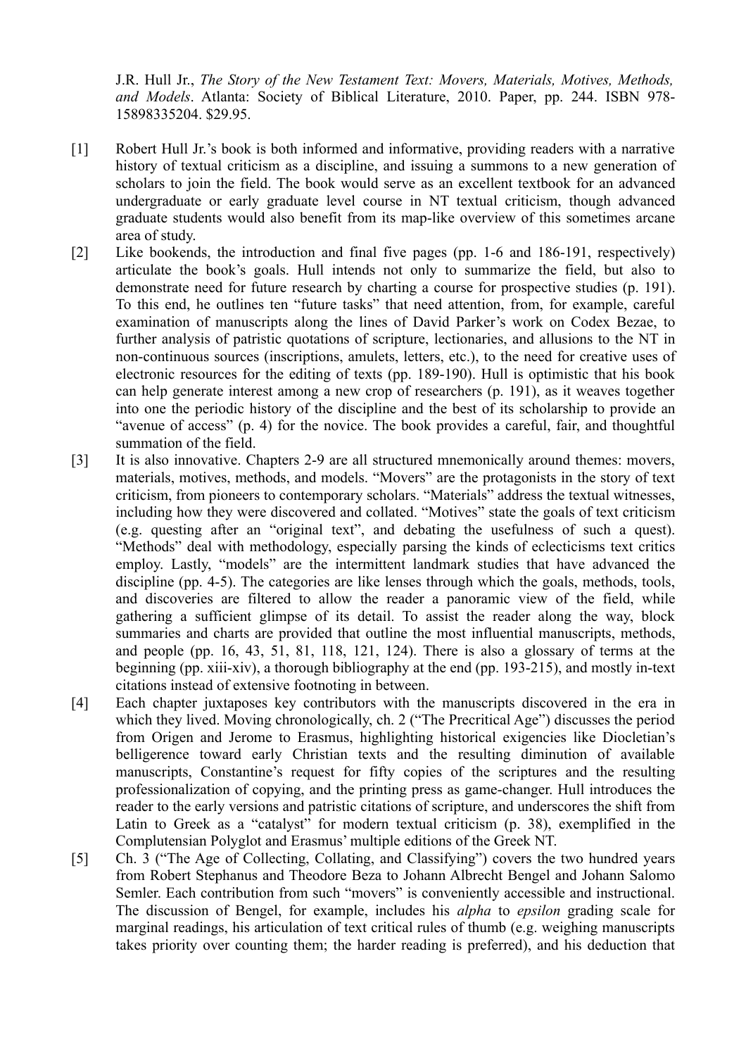J.R. Hull Jr., *The Story of the New Testament Text: Movers, Materials, Motives, Methods, and Models*. Atlanta: Society of Biblical Literature, 2010. Paper, pp. 244. ISBN 978-15898335204. $29.95.

[1] Robert Hull Jr.'s book is both informed and informative, providing readers with a narrative history of textual criticism as a discipline, and issuing a summons to a new generation of scholars to join the field. The book would serve as an excellent textbook for an advanced undergraduate or early graduate level course in NT textual criticism, though advanced graduate students would also benefit from its map-like overview of this sometimes arcane area of study.

[2] Like bookends, the introduction and final five pages (pp. 1-6 and 186-191, respectively) articulate the book's goals. Hull intends not only to summarize the field, but also to demonstrate need for future research by charting a course for prospective studies (p. 191). To this end, he outlines ten "future tasks" that need attention, from, for example, careful examination of manuscripts along the lines of David Parker's work on Codex Bezae, to further analysis of patristic quotations of scripture, lectionaries, and allusions to the NT in non-continuous sources (inscriptions, amulets, letters, etc.), to the need for creative uses of electronic resources for the editing of texts (pp. 189-190). Hull is optimistic that his book can help generate interest among a new crop of researchers (p. 191), as it weaves together into one the periodic history of the discipline and the best of its scholarship to provide an "avenue of access" (p. 4) for the novice. The book provides a careful, fair, and thoughtful summation of the field.

[3] It is also innovative. Chapters 2-9 are all structured mnemonically around themes: movers, materials, motives, methods, and models. "Movers" are the protagonists in the story of text criticism, from pioneers to contemporary scholars. "Materials" address the textual witnesses, including how they were discovered and collated. "Motives" state the goals of text criticism (e.g. questing after an "original text", and debating the usefulness of such a quest). "Methods" deal with methodology, especially parsing the kinds of eclecticisms text critics employ. Lastly, "models" are the intermittent landmark studies that have advanced the discipline (pp. 4-5). The categories are like lenses through which the goals, methods, tools, and discoveries are filtered to allow the reader a panoramic view of the field, while gathering a sufficient glimpse of its detail. To assist the reader along the way, block summaries and charts are provided that outline the most influential manuscripts, methods, and people (pp. 16, 43, 51, 81, 118, 121, 124). There is also a glossary of terms at the beginning (pp. xiii-xiv), a thorough bibliography at the end (pp. 193-215), and mostly in-text citations instead of extensive footnoting in between.

[4] Each chapter juxtaposes key contributors with the manuscripts discovered in the era in which they lived. Moving chronologically, ch. 2 ("The Precritical Age") discusses the period from Origen and Jerome to Erasmus, highlighting historical exigencies like Diocletian's belligerence toward early Christian texts and the resulting diminution of available manuscripts, Constantine's request for fifty copies of the scriptures and the resulting professionalization of copying, and the printing press as game-changer. Hull introduces the reader to the early versions and patristic citations of scripture, and underscores the shift from Latin to Greek as a "catalyst" for modern textual criticism (p. 38), exemplified in the Complutensian Polyglot and Erasmus' multiple editions of the Greek NT.

[5] Ch. 3 ("The Age of Collecting, Collating, and Classifying") covers the two hundred years from Robert Stephanus and Theodore Beza to Johann Albrecht Bengel and Johann Salomo Semler. Each contribution from such "movers" is conveniently accessible and instructional. The discussion of Bengel, for example, includes his *alpha* to *epsilon* grading scale for marginal readings, his articulation of text critical rules of thumb (e.g. weighing manuscripts takes priority over counting them; the harder reading is preferred), and his deduction that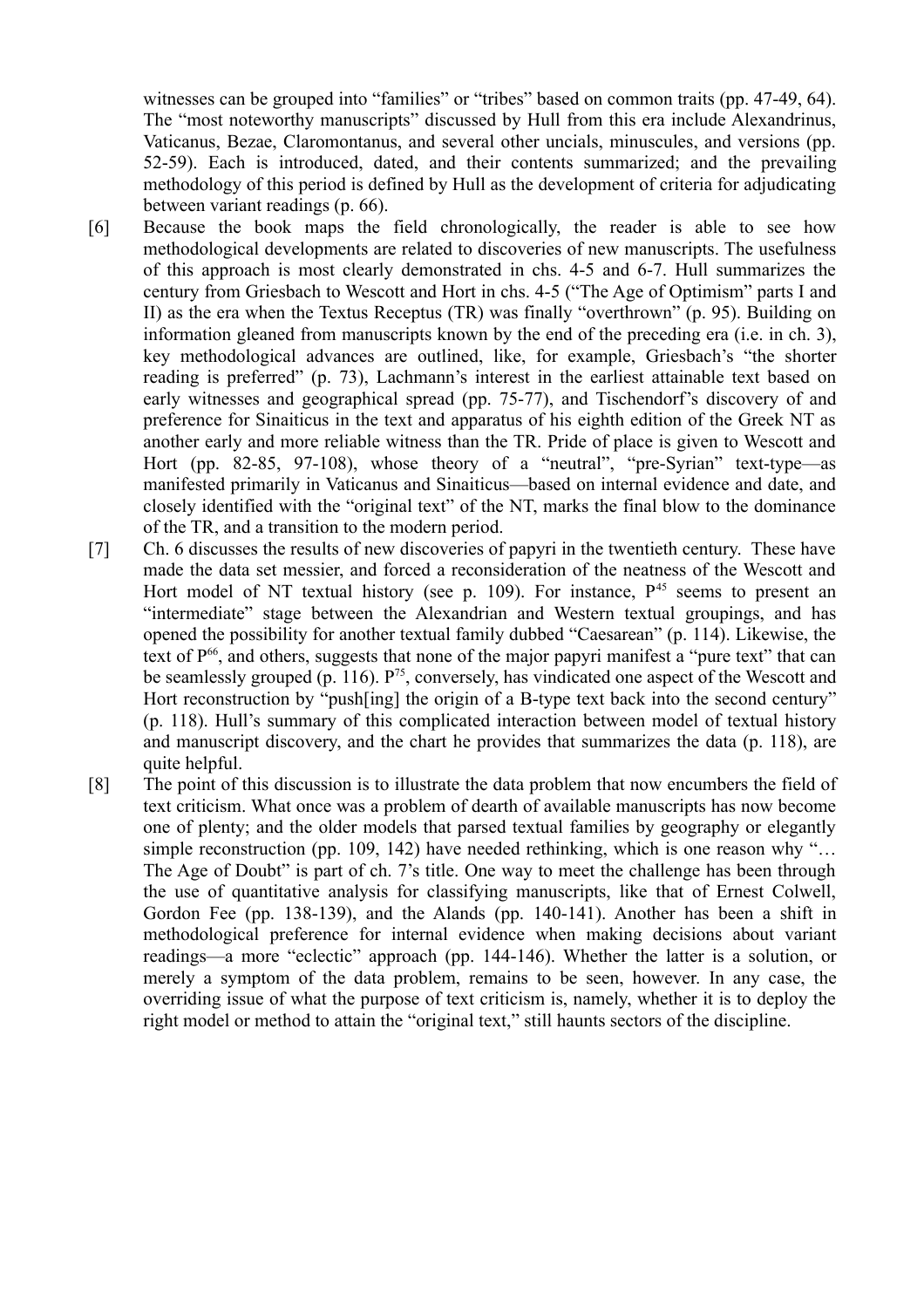witnesses can be grouped into "families" or "tribes" based on common traits (pp. 47-49, 64). The "most noteworthy manuscripts" discussed by Hull from this era include Alexandrinus, Vaticanus, Bezae, Claromontanus, and several other uncials, minuscules, and versions (pp. 52-59). Each is introduced, dated, and their contents summarized; and the prevailing methodology of this period is defined by Hull as the development of criteria for adjudicating between variant readings (p. 66).

[6] Because the book maps the field chronologically, the reader is able to see how methodological developments are related to discoveries of new manuscripts. The usefulness of this approach is most clearly demonstrated in chs. 4-5 and 6-7. Hull summarizes the century from Griesbach to Wescott and Hort in chs. 4-5 ("The Age of Optimism" parts I and II) as the era when the Textus Receptus (TR) was finally "overthrown" (p. 95). Building on information gleaned from manuscripts known by the end of the preceding era (i.e. in ch. 3), key methodological advances are outlined, like, for example, Griesbach's "the shorter reading is preferred" (p. 73), Lachmann's interest in the earliest attainable text based on early witnesses and geographical spread (pp. 75-77), and Tischendorf's discovery of and preference for Sinaiticus in the text and apparatus of his eighth edition of the Greek NT as another early and more reliable witness than the TR. Pride of place is given to Wescott and Hort (pp. 82-85, 97-108), whose theory of a "neutral", "pre-Syrian" text-type—as manifested primarily in Vaticanus and Sinaiticus—based on internal evidence and date, and closely identified with the "original text" of the NT, marks the final blow to the dominance of the TR, and a transition to the modern period.

[7] Ch. 6 discusses the results of new discoveries of papyri in the twentieth century. These have made the data set messier, and forced a reconsideration of the neatness of the Wescott and Hort model of NT textual history (see p. 109). For instance, $P^{45}$ seems to present an "intermediate" stage between the Alexandrian and Western textual groupings, and has opened the possibility for another textual family dubbed "Caesarean" (p. 114). Likewise, the text of $P^{66}$, and others, suggests that none of the major papyri manifest a "pure text" that can be seamlessly grouped (p. 116). $P^{75}$, conversely, has vindicated one aspect of the Wescott and Hort reconstruction by "push[ing] the origin of a B-type text back into the second century" (p. 118). Hull's summary of this complicated interaction between model of textual history and manuscript discovery, and the chart he provides that summarizes the data (p. 118), are quite helpful.

[8] The point of this discussion is to illustrate the data problem that now encumbers the field of text criticism. What once was a problem of dearth of available manuscripts has now become one of plenty; and the older models that parsed textual families by geography or elegantly simple reconstruction (pp. 109, 142) have needed rethinking, which is one reason why "… The Age of Doubt" is part of ch. 7's title. One way to meet the challenge has been through the use of quantitative analysis for classifying manuscripts, like that of Ernest Colwell, Gordon Fee (pp. 138-139), and the Alands (pp. 140-141). Another has been a shift in methodological preference for internal evidence when making decisions about variant readings—a more "eclectic" approach (pp. 144-146). Whether the latter is a solution, or merely a symptom of the data problem, remains to be seen, however. In any case, the overriding issue of what the purpose of text criticism is, namely, whether it is to deploy the right model or method to attain the "original text," still haunts sectors of the discipline.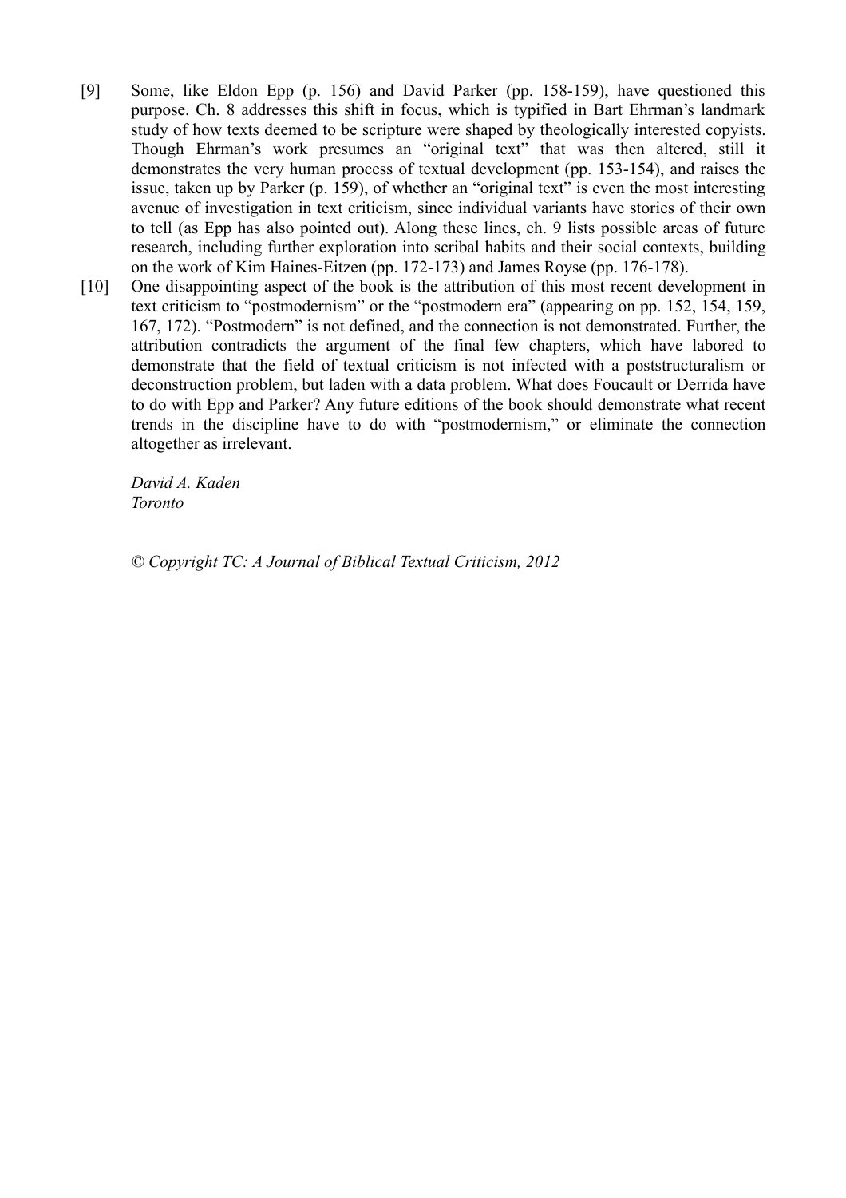[9] Some, like Eldon Epp (p. 156) and David Parker (pp. 158-159), have questioned this purpose. Ch. 8 addresses this shift in focus, which is typified in Bart Ehrman's landmark study of how texts deemed to be scripture were shaped by theologically interested copyists. Though Ehrman's work presumes an "original text" that was then altered, still it demonstrates the very human process of textual development (pp. 153-154), and raises the issue, taken up by Parker (p. 159), of whether an "original text" is even the most interesting avenue of investigation in text criticism, since individual variants have stories of their own to tell (as Epp has also pointed out). Along these lines, ch. 9 lists possible areas of future research, including further exploration into scribal habits and their social contexts, building on the work of Kim Haines-Eitzen (pp. 172-173) and James Royse (pp. 176-178).

[10] One disappointing aspect of the book is the attribution of this most recent development in text criticism to "postmodernism" or the "postmodern era" (appearing on pp. 152, 154, 159, 167, 172). "Postmodern" is not defined, and the connection is not demonstrated. Further, the attribution contradicts the argument of the final few chapters, which have labored to demonstrate that the field of textual criticism is not infected with a poststructuralism or deconstruction problem, but laden with a data problem. What does Foucault or Derrida have to do with Epp and Parker? Any future editions of the book should demonstrate what recent trends in the discipline have to do with "postmodernism," or eliminate the connection altogether as irrelevant.

*David A. Kaden*
*Toronto*

*© Copyright TC: A Journal of Biblical Textual Criticism, 2012*